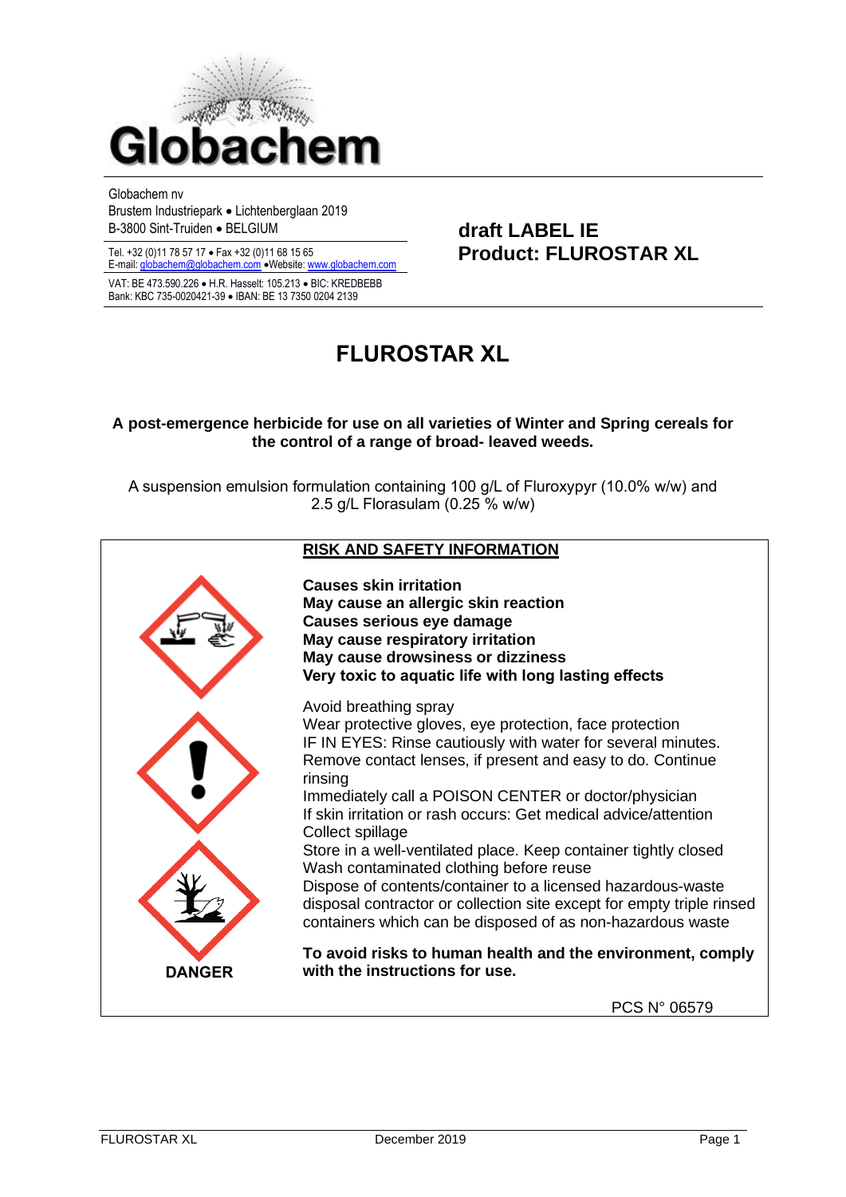Globachem

Globachem nv
Brustem Industriepark • Lichtenberglaan 2019
B-3800 Sint-Truiden • BELGIUM

Tel. +32 (0)11 78 57 17 • Fax +32 (0)11 68 15 65
E-mail: globachem@globachem.com •Website: www.globachem.com

VAT: BE 473.590.226 • H.R. Hasselt: 105.213 • BIC: KREDBEBB
Bank: KBC 735-0020421-39 • IBAN: BE 13 7350 0204 2139

**draft LABEL IE**
**Product: FLUROSTAR XL**

# FLUROSTAR XL

**A post-emergence herbicide for use on all varieties of Winter and Spring cereals for the control of a range of broad- leaved weeds.**

A suspension emulsion formulation containing 100 g/L of Fluroxypyr (10.0% w/w) and 2.5 g/L Florasulam (0.25 % w/w)

## RISK AND SAFETY INFORMATION

**Causes skin irritation**
**May cause an allergic skin reaction**
**Causes serious eye damage**
**May cause respiratory irritation**
**May cause drowsiness or dizziness**
**Very toxic to aquatic life with long lasting effects**

Avoid breathing spray
Wear protective gloves, eye protection, face protection
IF IN EYES: Rinse cautiously with water for several minutes. Remove contact lenses, if present and easy to do. Continue rinsing
Immediately call a POISON CENTER or doctor/physician
If skin irritation or rash occurs: Get medical advice/attention
Collect spillage
Store in a well-ventilated place. Keep container tightly closed
Wash contaminated clothing before reuse
Dispose of contents/container to a licensed hazardous-waste disposal contractor or collection site except for empty triple rinsed containers which can be disposed of as non-hazardous waste

**DANGER**

**To avoid risks to human health and the environment, comply with the instructions for use.**

PCS N° 06579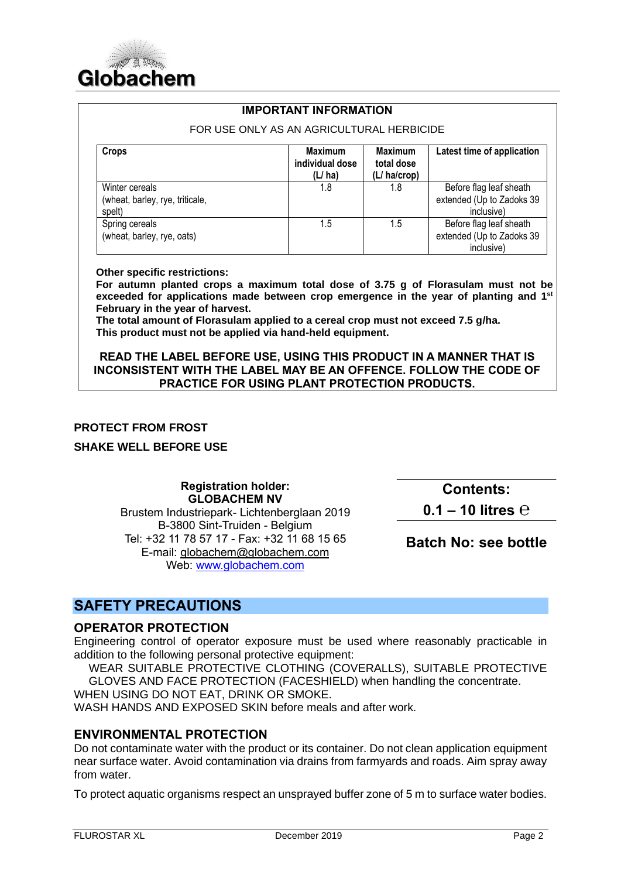Globachem

## IMPORTANT INFORMATION

FOR USE ONLY AS AN AGRICULTURAL HERBICIDE

| Crops | Maximum individual dose (L/ ha) | Maximum total dose (L/ ha/crop) | Latest time of application |
|---|---|---|---|
| Winter cereals (wheat, barley, rye, triticale, spelt) | 1.8 | 1.8 | Before flag leaf sheath extended (Up to Zadoks 39 inclusive) |
| Spring cereals (wheat, barley, rye, oats) | 1.5 | 1.5 | Before flag leaf sheath extended (Up to Zadoks 39 inclusive) |

**Other specific restrictions:**

**For autumn planted crops a maximum total dose of 3.75 g of Florasulam must not be exceeded for applications made between crop emergence in the year of planting and 1st February in the year of harvest.**

**The total amount of Florasulam applied to a cereal crop must not exceed 7.5 g/ha.**

**This product must not be applied via hand-held equipment.**

**READ THE LABEL BEFORE USE, USING THIS PRODUCT IN A MANNER THAT IS INCONSISTENT WITH THE LABEL MAY BE AN OFFENCE. FOLLOW THE CODE OF PRACTICE FOR USING PLANT PROTECTION PRODUCTS.**

**PROTECT FROM FROST**

**SHAKE WELL BEFORE USE**

**Registration holder:**
**GLOBACHEM NV**
Brustem Industriepark- Lichtenberglaan 2019
B-3800 Sint-Truiden - Belgium
Tel: +32 11 78 57 17 - Fax: +32 11 68 15 65
E-mail: globachem@globachem.com
Web: www.globachem.com

**Contents:**

**0.1 – 10 litres ℮**

**Batch No: see bottle**

## SAFETY PRECAUTIONS

### OPERATOR PROTECTION

Engineering control of operator exposure must be used where reasonably practicable in addition to the following personal protective equipment:

WEAR SUITABLE PROTECTIVE CLOTHING (COVERALLS), SUITABLE PROTECTIVE GLOVES AND FACE PROTECTION (FACESHIELD) when handling the concentrate.

WHEN USING DO NOT EAT, DRINK OR SMOKE.

WASH HANDS AND EXPOSED SKIN before meals and after work.

### ENVIRONMENTAL PROTECTION

Do not contaminate water with the product or its container. Do not clean application equipment near surface water. Avoid contamination via drains from farmyards and roads. Aim spray away from water.

To protect aquatic organisms respect an unsprayed buffer zone of 5 m to surface water bodies.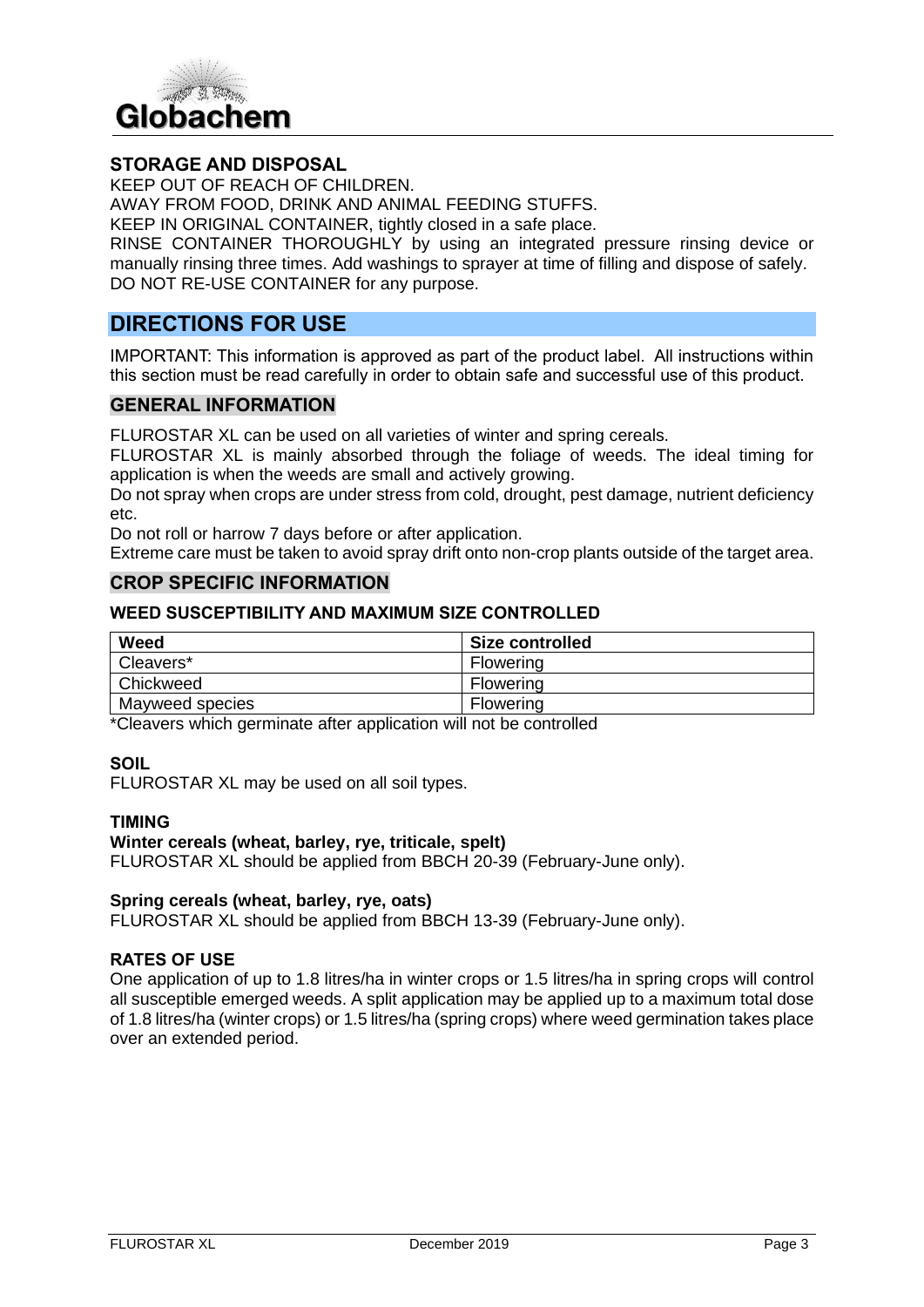## STORAGE AND DISPOSAL

KEEP OUT OF REACH OF CHILDREN.
AWAY FROM FOOD, DRINK AND ANIMAL FEEDING STUFFS.
KEEP IN ORIGINAL CONTAINER, tightly closed in a safe place.
RINSE CONTAINER THOROUGHLY by using an integrated pressure rinsing device or manually rinsing three times. Add washings to sprayer at time of filling and dispose of safely.
DO NOT RE-USE CONTAINER for any purpose.

# DIRECTIONS FOR USE

IMPORTANT: This information is approved as part of the product label. All instructions within this section must be read carefully in order to obtain safe and successful use of this product.

## GENERAL INFORMATION

FLUROSTAR XL can be used on all varieties of winter and spring cereals.
FLUROSTAR XL is mainly absorbed through the foliage of weeds. The ideal timing for application is when the weeds are small and actively growing.
Do not spray when crops are under stress from cold, drought, pest damage, nutrient deficiency etc.
Do not roll or harrow 7 days before or after application.
Extreme care must be taken to avoid spray drift onto non-crop plants outside of the target area.

## CROP SPECIFIC INFORMATION

### WEED SUSCEPTIBILITY AND MAXIMUM SIZE CONTROLLED

| Weed | Size controlled |
|---|---|
| Cleavers* | Flowering |
| Chickweed | Flowering |
| Mayweed species | Flowering |

*Cleavers which germinate after application will not be controlled

### SOIL

FLUROSTAR XL may be used on all soil types.

### TIMING

**Winter cereals (wheat, barley, rye, triticale, spelt)**
FLUROSTAR XL should be applied from BBCH 20-39 (February-June only).

**Spring cereals (wheat, barley, rye, oats)**
FLUROSTAR XL should be applied from BBCH 13-39 (February-June only).

### RATES OF USE

One application of up to 1.8 litres/ha in winter crops or 1.5 litres/ha in spring crops will control all susceptible emerged weeds. A split application may be applied up to a maximum total dose of 1.8 litres/ha (winter crops) or 1.5 litres/ha (spring crops) where weed germination takes place over an extended period.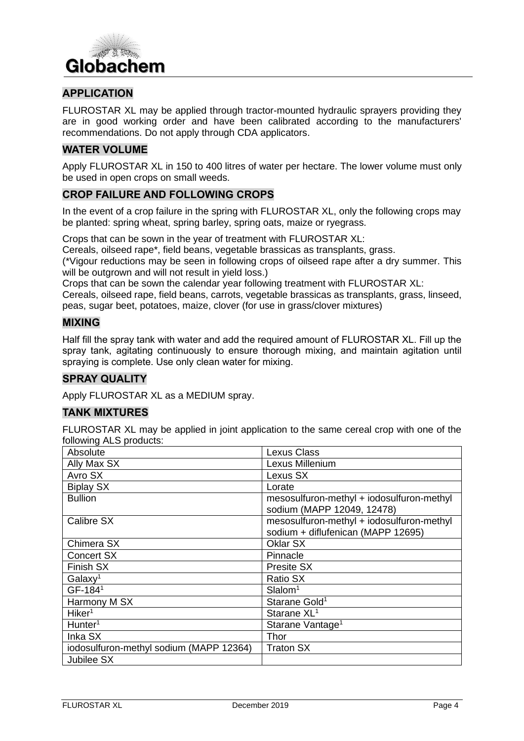## APPLICATION

FLUROSTAR XL may be applied through tractor-mounted hydraulic sprayers providing they are in good working order and have been calibrated according to the manufacturers' recommendations. Do not apply through CDA applicators.

## WATER VOLUME

Apply FLUROSTAR XL in 150 to 400 litres of water per hectare. The lower volume must only be used in open crops on small weeds.

## CROP FAILURE AND FOLLOWING CROPS

In the event of a crop failure in the spring with FLUROSTAR XL, only the following crops may be planted: spring wheat, spring barley, spring oats, maize or ryegrass.

Crops that can be sown in the year of treatment with FLUROSTAR XL:
Cereals, oilseed rape*, field beans, vegetable brassicas as transplants, grass.
(*Vigour reductions may be seen in following crops of oilseed rape after a dry summer. This will be outgrown and will not result in yield loss.)
Crops that can be sown the calendar year following treatment with FLUROSTAR XL:
Cereals, oilseed rape, field beans, carrots, vegetable brassicas as transplants, grass, linseed, peas, sugar beet, potatoes, maize, clover (for use in grass/clover mixtures)

## MIXING

Half fill the spray tank with water and add the required amount of FLUROSTAR XL. Fill up the spray tank, agitating continuously to ensure thorough mixing, and maintain agitation until spraying is complete. Use only clean water for mixing.

## SPRAY QUALITY

Apply FLUROSTAR XL as a MEDIUM spray.

## TANK MIXTURES

FLUROSTAR XL may be applied in joint application to the same cereal crop with one of the following ALS products:

| | |
|---|---|
| Absolute | Lexus Class |
| Ally Max SX | Lexus Millenium |
| Avro SX | Lexus SX |
| Biplay SX | Lorate |
| Bullion | mesosulfuron-methyl + iodosulfuron-methyl sodium (MAPP 12049, 12478) |
| Calibre SX | mesosulfuron-methyl + iodosulfuron-methyl sodium + diflufenican (MAPP 12695) |
| Chimera SX | Oklar SX |
| Concert SX | Pinnacle |
| Finish SX | Presite SX |
| Galaxy[1] | Ratio SX |
| GF-184[1] | Slalom[1] |
| Harmony M SX | Starane Gold[1] |
| Hiker[1] | Starane XL[1] |
| Hunter[1] | Starane Vantage[1] |
| Inka SX | Thor |
| iodosulfuron-methyl sodium (MAPP 12364) | Traton SX |
| Jubilee SX | |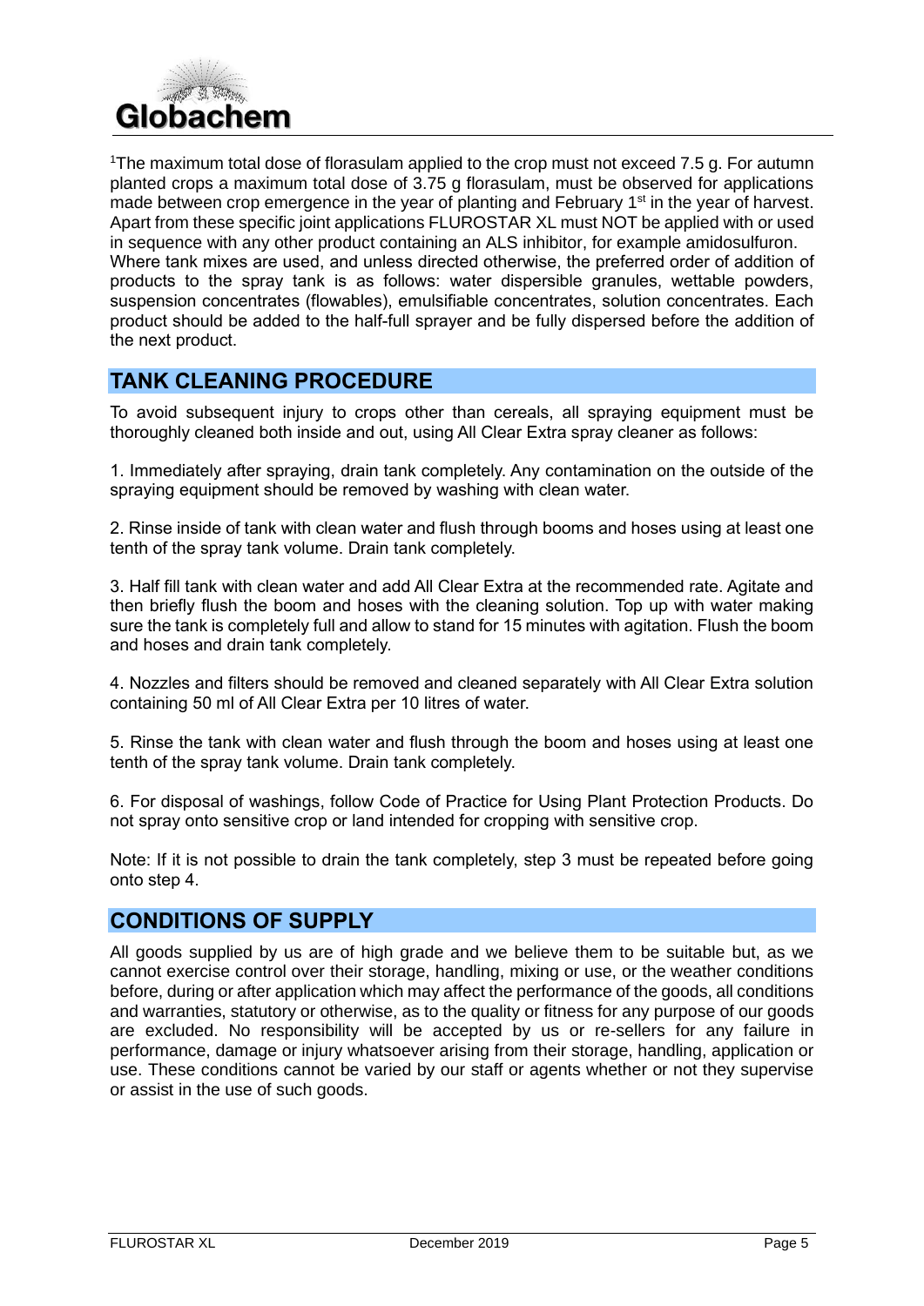[1]The maximum total dose of florasulam applied to the crop must not exceed 7.5 g. For autumn planted crops a maximum total dose of 3.75 g florasulam, must be observed for applications made between crop emergence in the year of planting and February 1st in the year of harvest. Apart from these specific joint applications FLUROSTAR XL must NOT be applied with or used in sequence with any other product containing an ALS inhibitor, for example amidosulfuron.

Where tank mixes are used, and unless directed otherwise, the preferred order of addition of products to the spray tank is as follows: water dispersible granules, wettable powders, suspension concentrates (flowables), emulsifiable concentrates, solution concentrates. Each product should be added to the half-full sprayer and be fully dispersed before the addition of the next product.

## TANK CLEANING PROCEDURE

To avoid subsequent injury to crops other than cereals, all spraying equipment must be thoroughly cleaned both inside and out, using All Clear Extra spray cleaner as follows:

1. Immediately after spraying, drain tank completely. Any contamination on the outside of the spraying equipment should be removed by washing with clean water.

2. Rinse inside of tank with clean water and flush through booms and hoses using at least one tenth of the spray tank volume. Drain tank completely.

3. Half fill tank with clean water and add All Clear Extra at the recommended rate. Agitate and then briefly flush the boom and hoses with the cleaning solution. Top up with water making sure the tank is completely full and allow to stand for 15 minutes with agitation. Flush the boom and hoses and drain tank completely.

4. Nozzles and filters should be removed and cleaned separately with All Clear Extra solution containing 50 ml of All Clear Extra per 10 litres of water.

5. Rinse the tank with clean water and flush through the boom and hoses using at least one tenth of the spray tank volume. Drain tank completely.

6. For disposal of washings, follow Code of Practice for Using Plant Protection Products. Do not spray onto sensitive crop or land intended for cropping with sensitive crop.

Note: If it is not possible to drain the tank completely, step 3 must be repeated before going onto step 4.

## CONDITIONS OF SUPPLY

All goods supplied by us are of high grade and we believe them to be suitable but, as we cannot exercise control over their storage, handling, mixing or use, or the weather conditions before, during or after application which may affect the performance of the goods, all conditions and warranties, statutory or otherwise, as to the quality or fitness for any purpose of our goods are excluded. No responsibility will be accepted by us or re-sellers for any failure in performance, damage or injury whatsoever arising from their storage, handling, application or use. These conditions cannot be varied by our staff or agents whether or not they supervise or assist in the use of such goods.